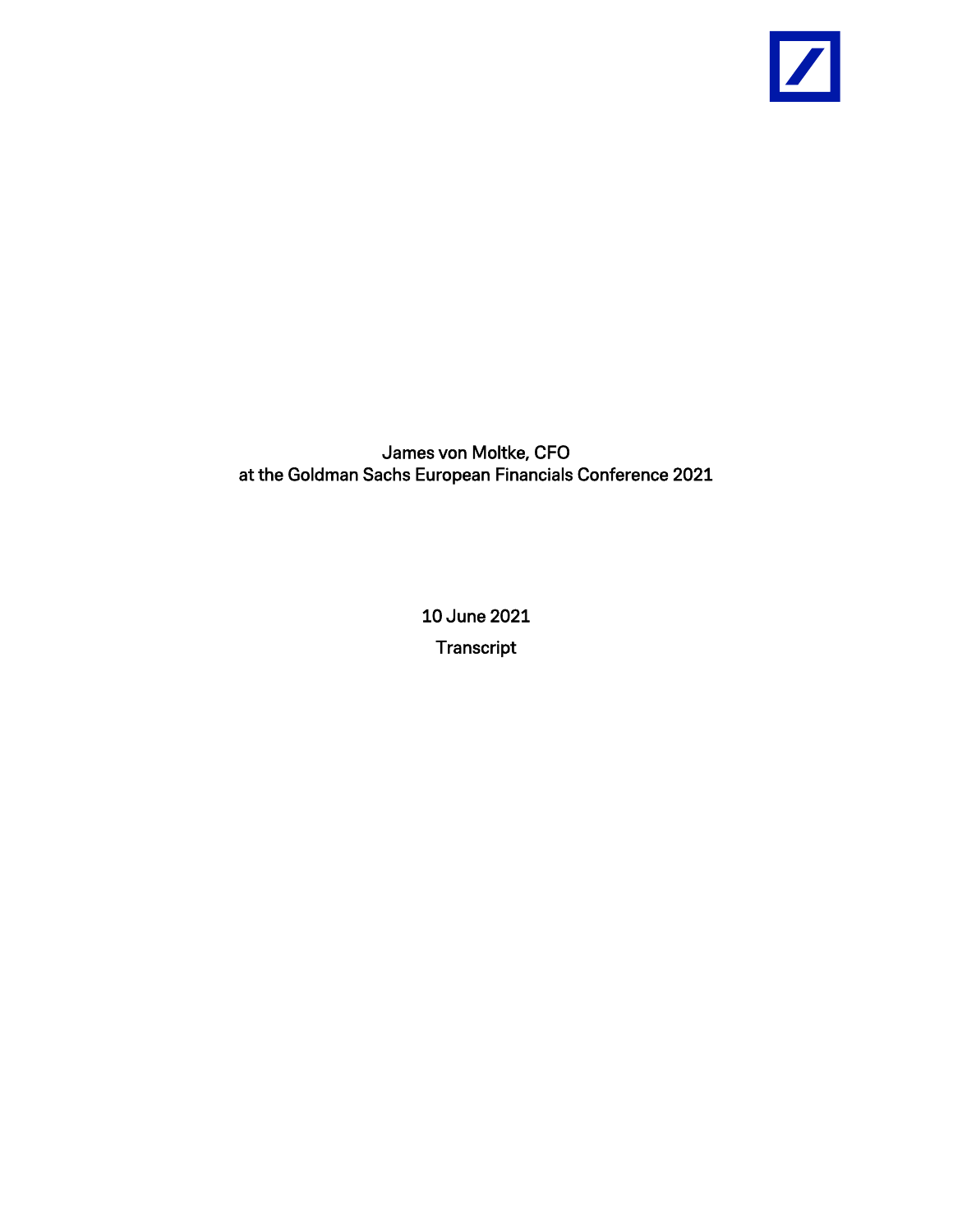# James von Moltke, CFO
# at the Goldman Sachs European Financials Conference 2021

10 June 2021

Transcript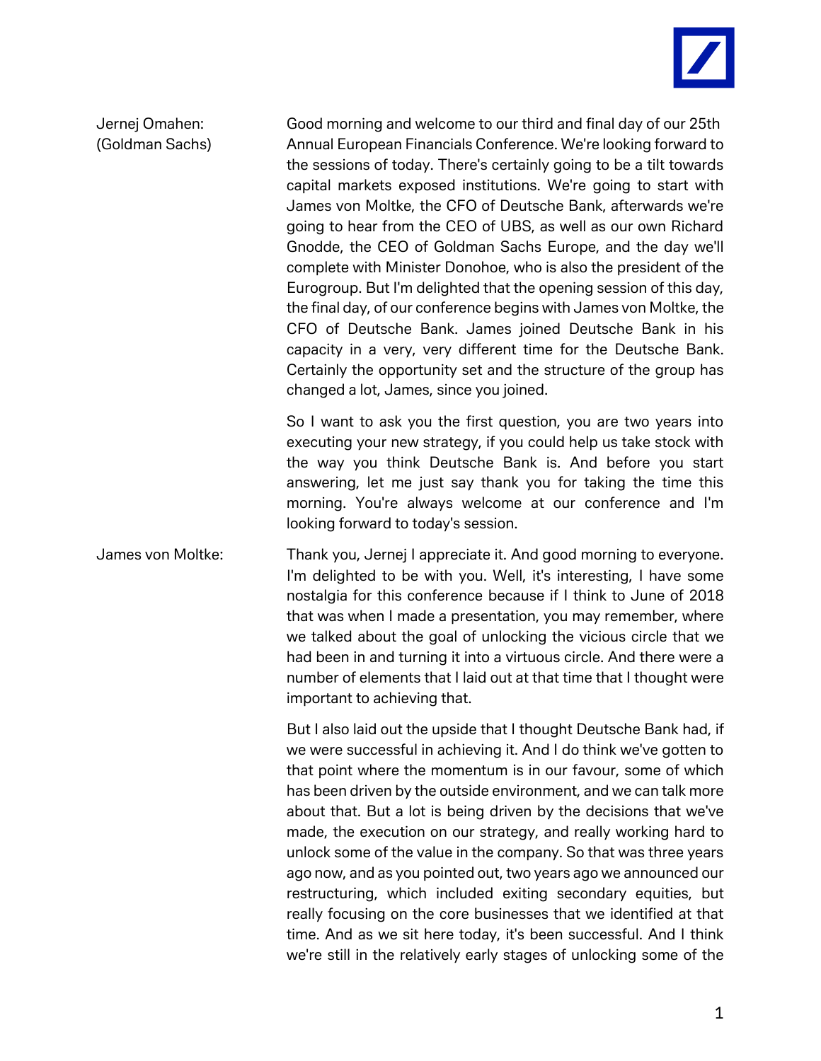**Jernej Omahen: (Goldman Sachs)**

Good morning and welcome to our third and final day of our 25th Annual European Financials Conference. We're looking forward to the sessions of today. There's certainly going to be a tilt towards capital markets exposed institutions. We're going to start with James von Moltke, the CFO of Deutsche Bank, afterwards we're going to hear from the CEO of UBS, as well as our own Richard Gnodde, the CEO of Goldman Sachs Europe, and the day we'll complete with Minister Donohoe, who is also the president of the Eurogroup. But I'm delighted that the opening session of this day, the final day, of our conference begins with James von Moltke, the CFO of Deutsche Bank. James joined Deutsche Bank in his capacity in a very, very different time for the Deutsche Bank. Certainly the opportunity set and the structure of the group has changed a lot, James, since you joined.

So I want to ask you the first question, you are two years into executing your new strategy, if you could help us take stock with the way you think Deutsche Bank is. And before you start answering, let me just say thank you for taking the time this morning. You're always welcome at our conference and I'm looking forward to today's session.

**James von Moltke:**

Thank you, Jernej I appreciate it. And good morning to everyone. I'm delighted to be with you. Well, it's interesting, I have some nostalgia for this conference because if I think to June of 2018 that was when I made a presentation, you may remember, where we talked about the goal of unlocking the vicious circle that we had been in and turning it into a virtuous circle. And there were a number of elements that I laid out at that time that I thought were important to achieving that.

But I also laid out the upside that I thought Deutsche Bank had, if we were successful in achieving it. And I do think we've gotten to that point where the momentum is in our favour, some of which has been driven by the outside environment, and we can talk more about that. But a lot is being driven by the decisions that we've made, the execution on our strategy, and really working hard to unlock some of the value in the company. So that was three years ago now, and as you pointed out, two years ago we announced our restructuring, which included exiting secondary equities, but really focusing on the core businesses that we identified at that time. And as we sit here today, it's been successful. And I think we're still in the relatively early stages of unlocking some of the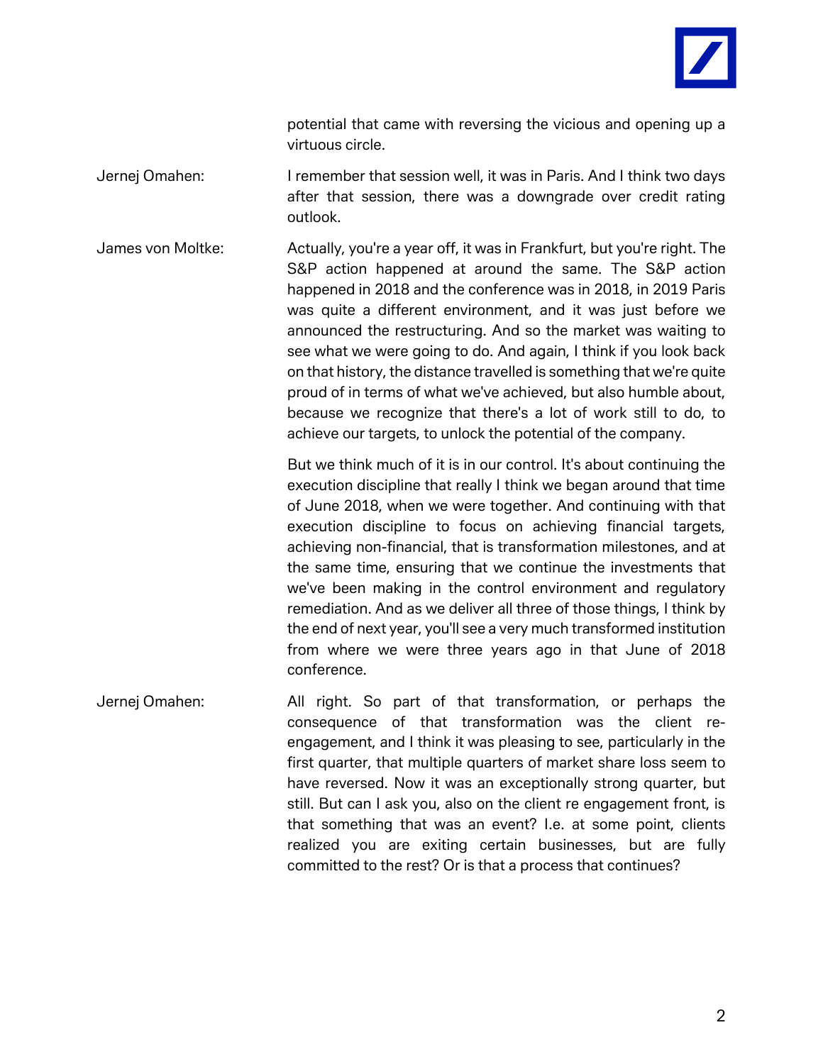potential that came with reversing the vicious and opening up a virtuous circle.

Jernej Omahen: I remember that session well, it was in Paris. And I think two days after that session, there was a downgrade over credit rating outlook.

James von Moltke: Actually, you're a year off, it was in Frankfurt, but you're right. The S&P action happened at around the same. The S&P action happened in 2018 and the conference was in 2018, in 2019 Paris was quite a different environment, and it was just before we announced the restructuring. And so the market was waiting to see what we were going to do. And again, I think if you look back on that history, the distance travelled is something that we're quite proud of in terms of what we've achieved, but also humble about, because we recognize that there's a lot of work still to do, to achieve our targets, to unlock the potential of the company.

But we think much of it is in our control. It's about continuing the execution discipline that really I think we began around that time of June 2018, when we were together. And continuing with that execution discipline to focus on achieving financial targets, achieving non-financial, that is transformation milestones, and at the same time, ensuring that we continue the investments that we've been making in the control environment and regulatory remediation. And as we deliver all three of those things, I think by the end of next year, you'll see a very much transformed institution from where we were three years ago in that June of 2018 conference.

Jernej Omahen: All right. So part of that transformation, or perhaps the consequence of that transformation was the client re-engagement, and I think it was pleasing to see, particularly in the first quarter, that multiple quarters of market share loss seem to have reversed. Now it was an exceptionally strong quarter, but still. But can I ask you, also on the client re engagement front, is that something that was an event? I.e. at some point, clients realized you are exiting certain businesses, but are fully committed to the rest? Or is that a process that continues?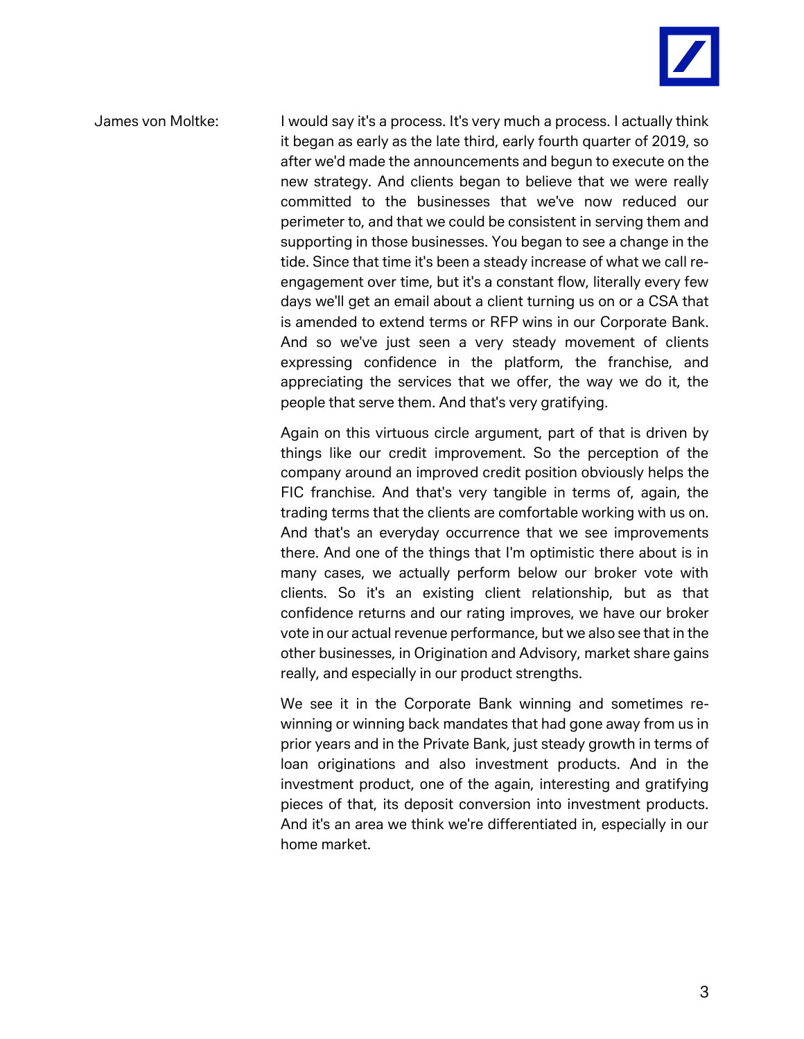James von Moltke: I would say it's a process. It's very much a process. I actually think it began as early as the late third, early fourth quarter of 2019, so after we'd made the announcements and begun to execute on the new strategy. And clients began to believe that we were really committed to the businesses that we've now reduced our perimeter to, and that we could be consistent in serving them and supporting in those businesses. You began to see a change in the tide. Since that time it's been a steady increase of what we call re-engagement over time, but it's a constant flow, literally every few days we'll get an email about a client turning us on or a CSA that is amended to extend terms or RFP wins in our Corporate Bank. And so we've just seen a very steady movement of clients expressing confidence in the platform, the franchise, and appreciating the services that we offer, the way we do it, the people that serve them. And that's very gratifying.

Again on this virtuous circle argument, part of that is driven by things like our credit improvement. So the perception of the company around an improved credit position obviously helps the FIC franchise. And that's very tangible in terms of, again, the trading terms that the clients are comfortable working with us on. And that's an everyday occurrence that we see improvements there. And one of the things that I'm optimistic there about is in many cases, we actually perform below our broker vote with clients. So it's an existing client relationship, but as that confidence returns and our rating improves, we have our broker vote in our actual revenue performance, but we also see that in the other businesses, in Origination and Advisory, market share gains really, and especially in our product strengths.

We see it in the Corporate Bank winning and sometimes re-winning or winning back mandates that had gone away from us in prior years and in the Private Bank, just steady growth in terms of loan originations and also investment products. And in the investment product, one of the again, interesting and gratifying pieces of that, its deposit conversion into investment products. And it's an area we think we're differentiated in, especially in our home market.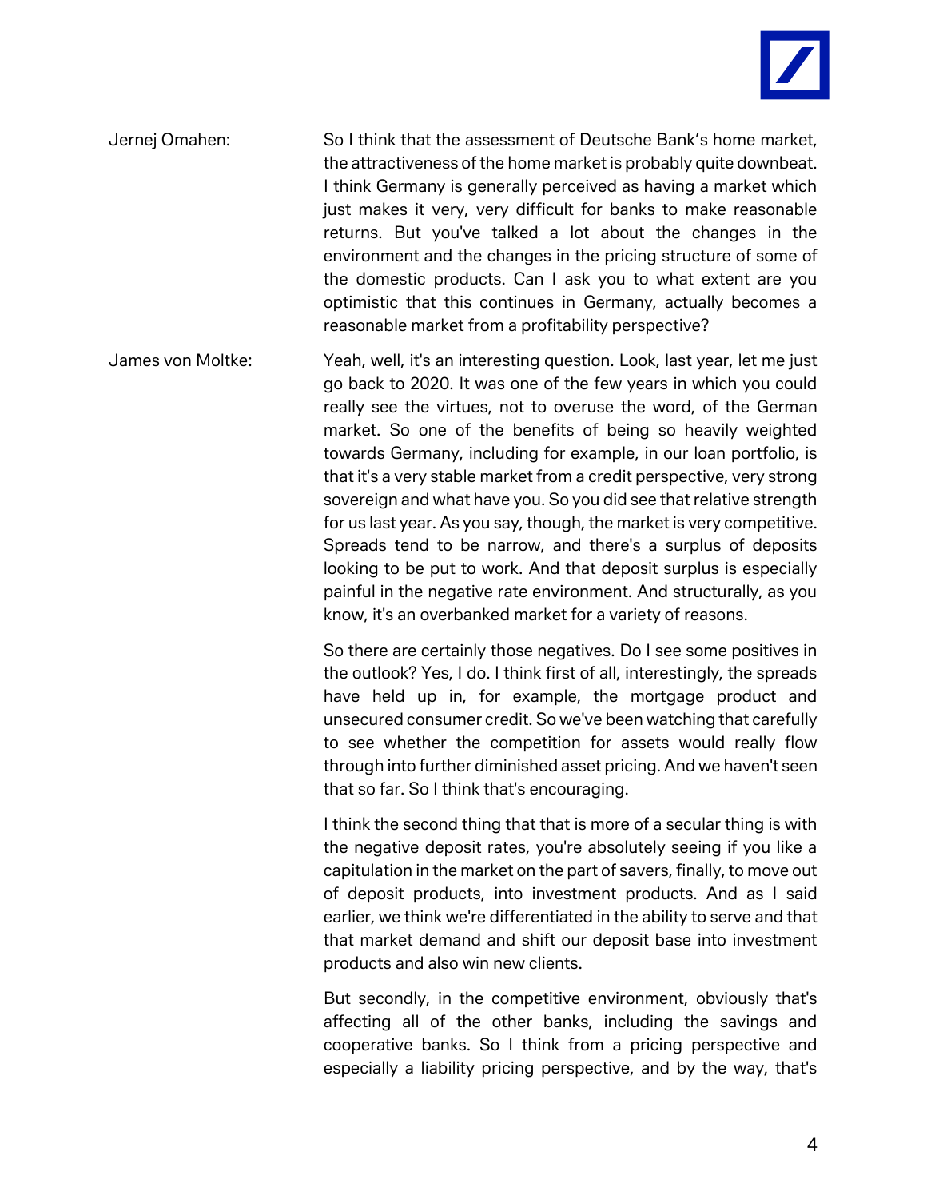Jernej Omahen: So I think that the assessment of Deutsche Bank's home market, the attractiveness of the home market is probably quite downbeat. I think Germany is generally perceived as having a market which just makes it very, very difficult for banks to make reasonable returns. But you've talked a lot about the changes in the environment and the changes in the pricing structure of some of the domestic products. Can I ask you to what extent are you optimistic that this continues in Germany, actually becomes a reasonable market from a profitability perspective?

James von Moltke: Yeah, well, it's an interesting question. Look, last year, let me just go back to 2020. It was one of the few years in which you could really see the virtues, not to overuse the word, of the German market. So one of the benefits of being so heavily weighted towards Germany, including for example, in our loan portfolio, is that it's a very stable market from a credit perspective, very strong sovereign and what have you. So you did see that relative strength for us last year. As you say, though, the market is very competitive. Spreads tend to be narrow, and there's a surplus of deposits looking to be put to work. And that deposit surplus is especially painful in the negative rate environment. And structurally, as you know, it's an overbanked market for a variety of reasons.

So there are certainly those negatives. Do I see some positives in the outlook? Yes, I do. I think first of all, interestingly, the spreads have held up in, for example, the mortgage product and unsecured consumer credit. So we've been watching that carefully to see whether the competition for assets would really flow through into further diminished asset pricing. And we haven't seen that so far. So I think that's encouraging.

I think the second thing that that is more of a secular thing is with the negative deposit rates, you're absolutely seeing if you like a capitulation in the market on the part of savers, finally, to move out of deposit products, into investment products. And as I said earlier, we think we're differentiated in the ability to serve and that that market demand and shift our deposit base into investment products and also win new clients.

But secondly, in the competitive environment, obviously that's affecting all of the other banks, including the savings and cooperative banks. So I think from a pricing perspective and especially a liability pricing perspective, and by the way, that's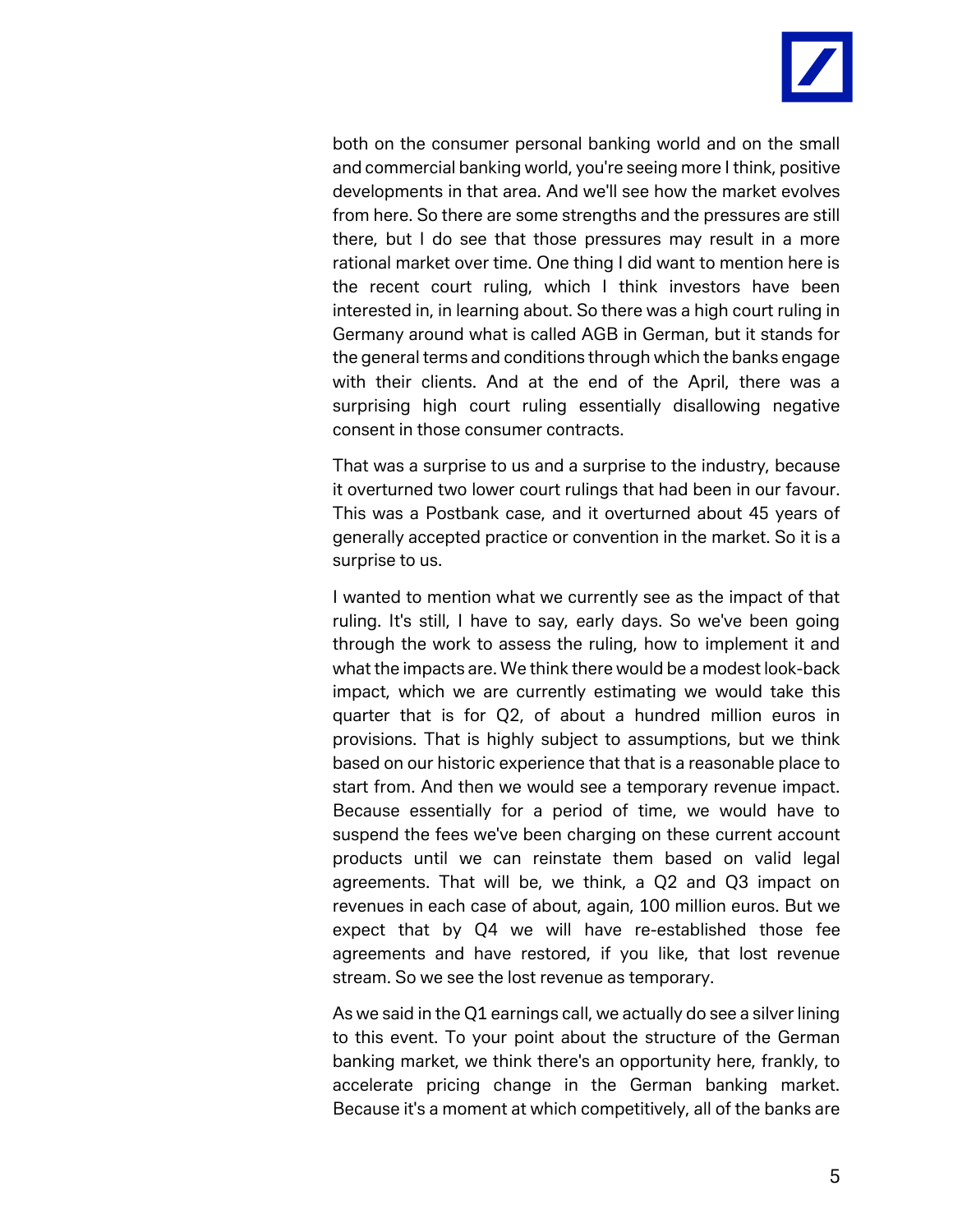both on the consumer personal banking world and on the small and commercial banking world, you're seeing more I think, positive developments in that area. And we'll see how the market evolves from here. So there are some strengths and the pressures are still there, but I do see that those pressures may result in a more rational market over time. One thing I did want to mention here is the recent court ruling, which I think investors have been interested in, in learning about. So there was a high court ruling in Germany around what is called AGB in German, but it stands for the general terms and conditions through which the banks engage with their clients. And at the end of the April, there was a surprising high court ruling essentially disallowing negative consent in those consumer contracts.

That was a surprise to us and a surprise to the industry, because it overturned two lower court rulings that had been in our favour. This was a Postbank case, and it overturned about 45 years of generally accepted practice or convention in the market. So it is a surprise to us.

I wanted to mention what we currently see as the impact of that ruling. It's still, I have to say, early days. So we've been going through the work to assess the ruling, how to implement it and what the impacts are. We think there would be a modest look-back impact, which we are currently estimating we would take this quarter that is for Q2, of about a hundred million euros in provisions. That is highly subject to assumptions, but we think based on our historic experience that that is a reasonable place to start from. And then we would see a temporary revenue impact. Because essentially for a period of time, we would have to suspend the fees we've been charging on these current account products until we can reinstate them based on valid legal agreements. That will be, we think, a Q2 and Q3 impact on revenues in each case of about, again, 100 million euros. But we expect that by Q4 we will have re-established those fee agreements and have restored, if you like, that lost revenue stream. So we see the lost revenue as temporary.

As we said in the Q1 earnings call, we actually do see a silver lining to this event. To your point about the structure of the German banking market, we think there's an opportunity here, frankly, to accelerate pricing change in the German banking market. Because it's a moment at which competitively, all of the banks are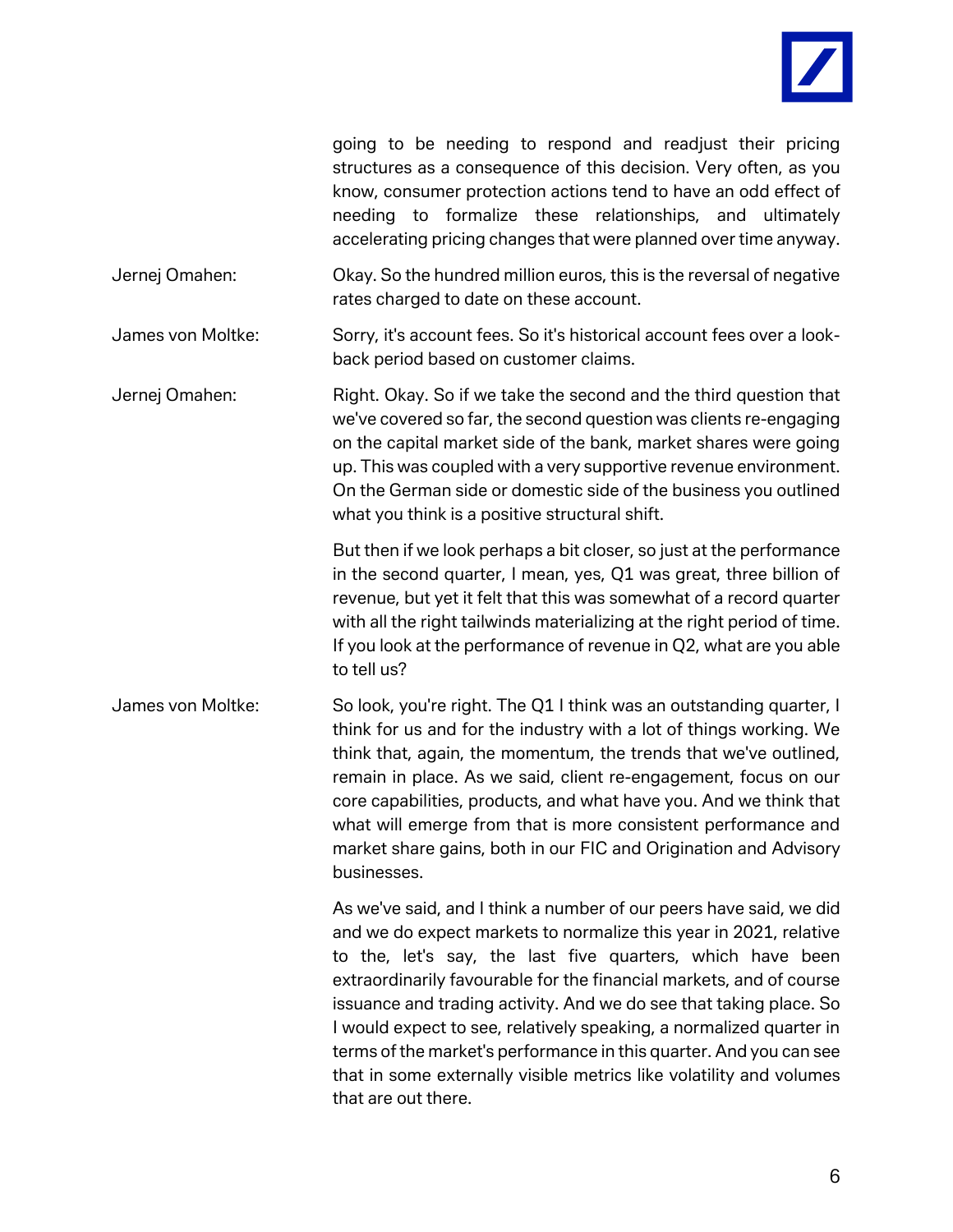going to be needing to respond and readjust their pricing structures as a consequence of this decision. Very often, as you know, consumer protection actions tend to have an odd effect of needing to formalize these relationships, and ultimately accelerating pricing changes that were planned over time anyway.

**Jernej Omahen:** Okay. So the hundred million euros, this is the reversal of negative rates charged to date on these account.

**James von Moltke:** Sorry, it's account fees. So it's historical account fees over a look-back period based on customer claims.

**Jernej Omahen:** Right. Okay. So if we take the second and the third question that we've covered so far, the second question was clients re-engaging on the capital market side of the bank, market shares were going up. This was coupled with a very supportive revenue environment. On the German side or domestic side of the business you outlined what you think is a positive structural shift.

But then if we look perhaps a bit closer, so just at the performance in the second quarter, I mean, yes, Q1 was great, three billion of revenue, but yet it felt that this was somewhat of a record quarter with all the right tailwinds materializing at the right period of time. If you look at the performance of revenue in Q2, what are you able to tell us?

**James von Moltke:** So look, you're right. The Q1 I think was an outstanding quarter, I think for us and for the industry with a lot of things working. We think that, again, the momentum, the trends that we've outlined, remain in place. As we said, client re-engagement, focus on our core capabilities, products, and what have you. And we think that what will emerge from that is more consistent performance and market share gains, both in our FIC and Origination and Advisory businesses.

As we've said, and I think a number of our peers have said, we did and we do expect markets to normalize this year in 2021, relative to the, let's say, the last five quarters, which have been extraordinarily favourable for the financial markets, and of course issuance and trading activity. And we do see that taking place. So I would expect to see, relatively speaking, a normalized quarter in terms of the market's performance in this quarter. And you can see that in some externally visible metrics like volatility and volumes that are out there.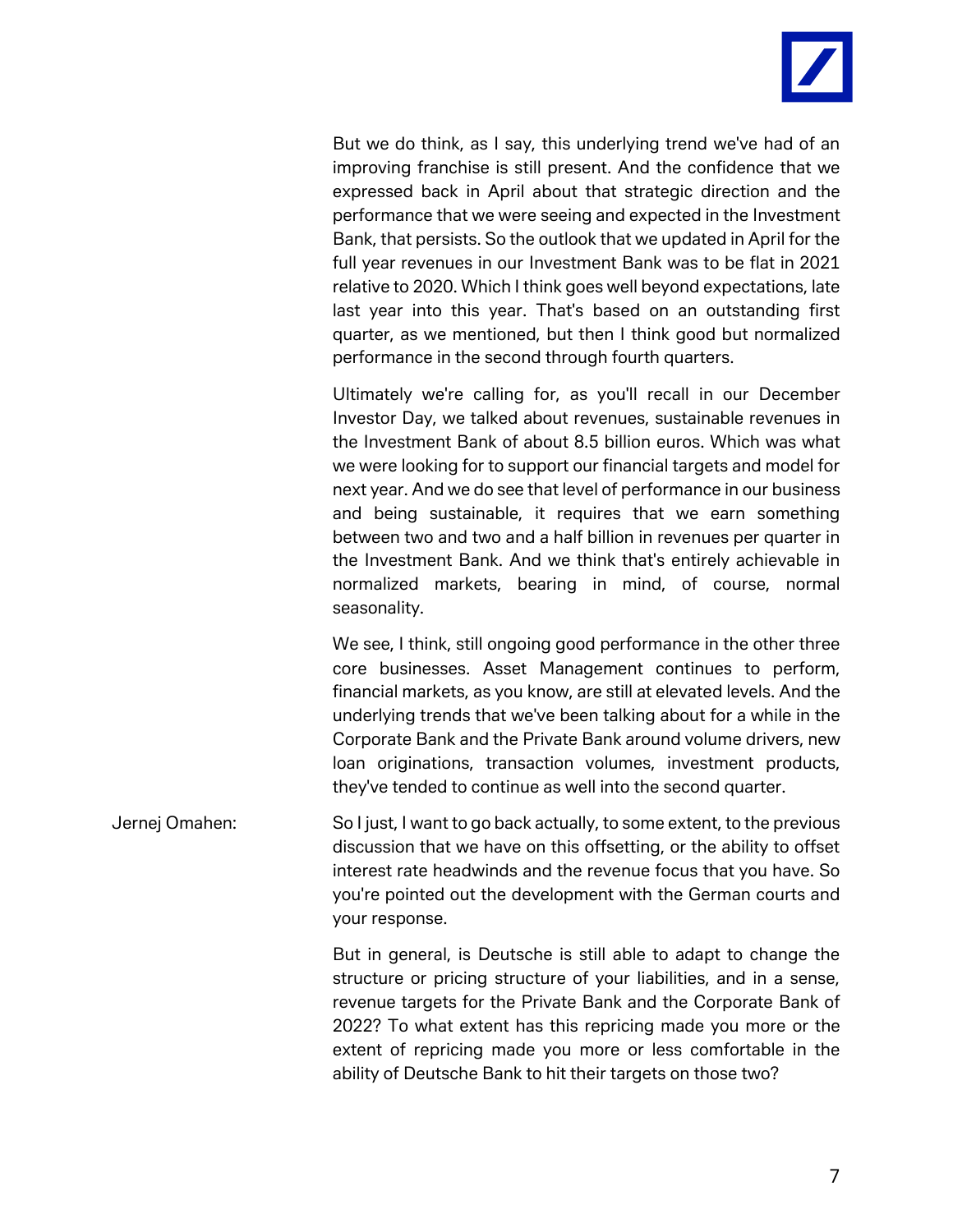But we do think, as I say, this underlying trend we've had of an improving franchise is still present. And the confidence that we expressed back in April about that strategic direction and the performance that we were seeing and expected in the Investment Bank, that persists. So the outlook that we updated in April for the full year revenues in our Investment Bank was to be flat in 2021 relative to 2020. Which I think goes well beyond expectations, late last year into this year. That's based on an outstanding first quarter, as we mentioned, but then I think good but normalized performance in the second through fourth quarters.

Ultimately we're calling for, as you'll recall in our December Investor Day, we talked about revenues, sustainable revenues in the Investment Bank of about 8.5 billion euros. Which was what we were looking for to support our financial targets and model for next year. And we do see that level of performance in our business and being sustainable, it requires that we earn something between two and two and a half billion in revenues per quarter in the Investment Bank. And we think that's entirely achievable in normalized markets, bearing in mind, of course, normal seasonality.

We see, I think, still ongoing good performance in the other three core businesses. Asset Management continues to perform, financial markets, as you know, are still at elevated levels. And the underlying trends that we've been talking about for a while in the Corporate Bank and the Private Bank around volume drivers, new loan originations, transaction volumes, investment products, they've tended to continue as well into the second quarter.

Jernej Omahen: So I just, I want to go back actually, to some extent, to the previous discussion that we have on this offsetting, or the ability to offset interest rate headwinds and the revenue focus that you have. So you're pointed out the development with the German courts and your response.

But in general, is Deutsche is still able to adapt to change the structure or pricing structure of your liabilities, and in a sense, revenue targets for the Private Bank and the Corporate Bank of 2022? To what extent has this repricing made you more or the extent of repricing made you more or less comfortable in the ability of Deutsche Bank to hit their targets on those two?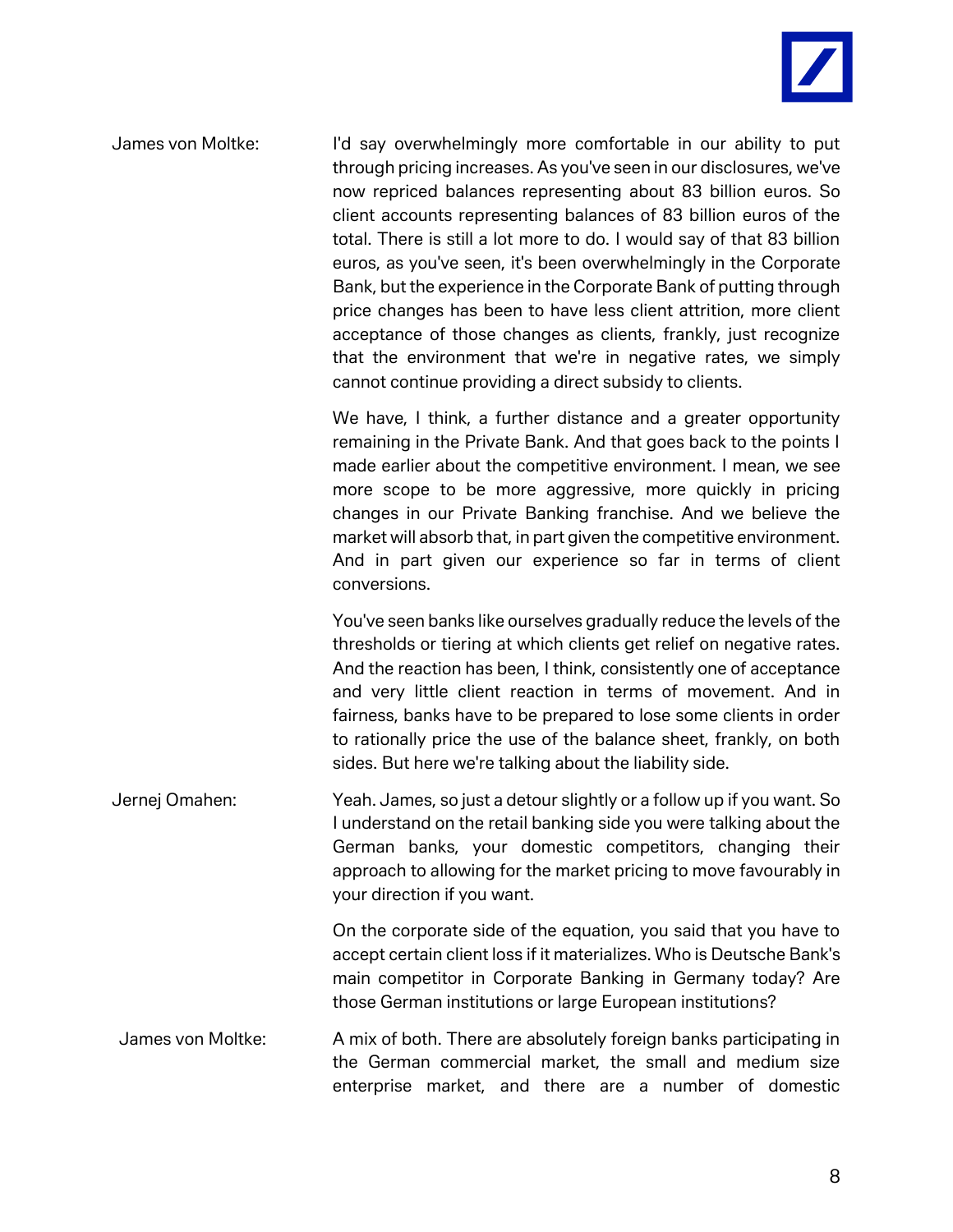James von Moltke: I'd say overwhelmingly more comfortable in our ability to put through pricing increases. As you've seen in our disclosures, we've now repriced balances representing about 83 billion euros. So client accounts representing balances of 83 billion euros of the total. There is still a lot more to do. I would say of that 83 billion euros, as you've seen, it's been overwhelmingly in the Corporate Bank, but the experience in the Corporate Bank of putting through price changes has been to have less client attrition, more client acceptance of those changes as clients, frankly, just recognize that the environment that we're in negative rates, we simply cannot continue providing a direct subsidy to clients.

We have, I think, a further distance and a greater opportunity remaining in the Private Bank. And that goes back to the points I made earlier about the competitive environment. I mean, we see more scope to be more aggressive, more quickly in pricing changes in our Private Banking franchise. And we believe the market will absorb that, in part given the competitive environment. And in part given our experience so far in terms of client conversions.

You've seen banks like ourselves gradually reduce the levels of the thresholds or tiering at which clients get relief on negative rates. And the reaction has been, I think, consistently one of acceptance and very little client reaction in terms of movement. And in fairness, banks have to be prepared to lose some clients in order to rationally price the use of the balance sheet, frankly, on both sides. But here we're talking about the liability side.

Jernej Omahen: Yeah. James, so just a detour slightly or a follow up if you want. So I understand on the retail banking side you were talking about the German banks, your domestic competitors, changing their approach to allowing for the market pricing to move favourably in your direction if you want.

On the corporate side of the equation, you said that you have to accept certain client loss if it materializes. Who is Deutsche Bank's main competitor in Corporate Banking in Germany today? Are those German institutions or large European institutions?

James von Moltke: A mix of both. There are absolutely foreign banks participating in the German commercial market, the small and medium size enterprise market, and there are a number of domestic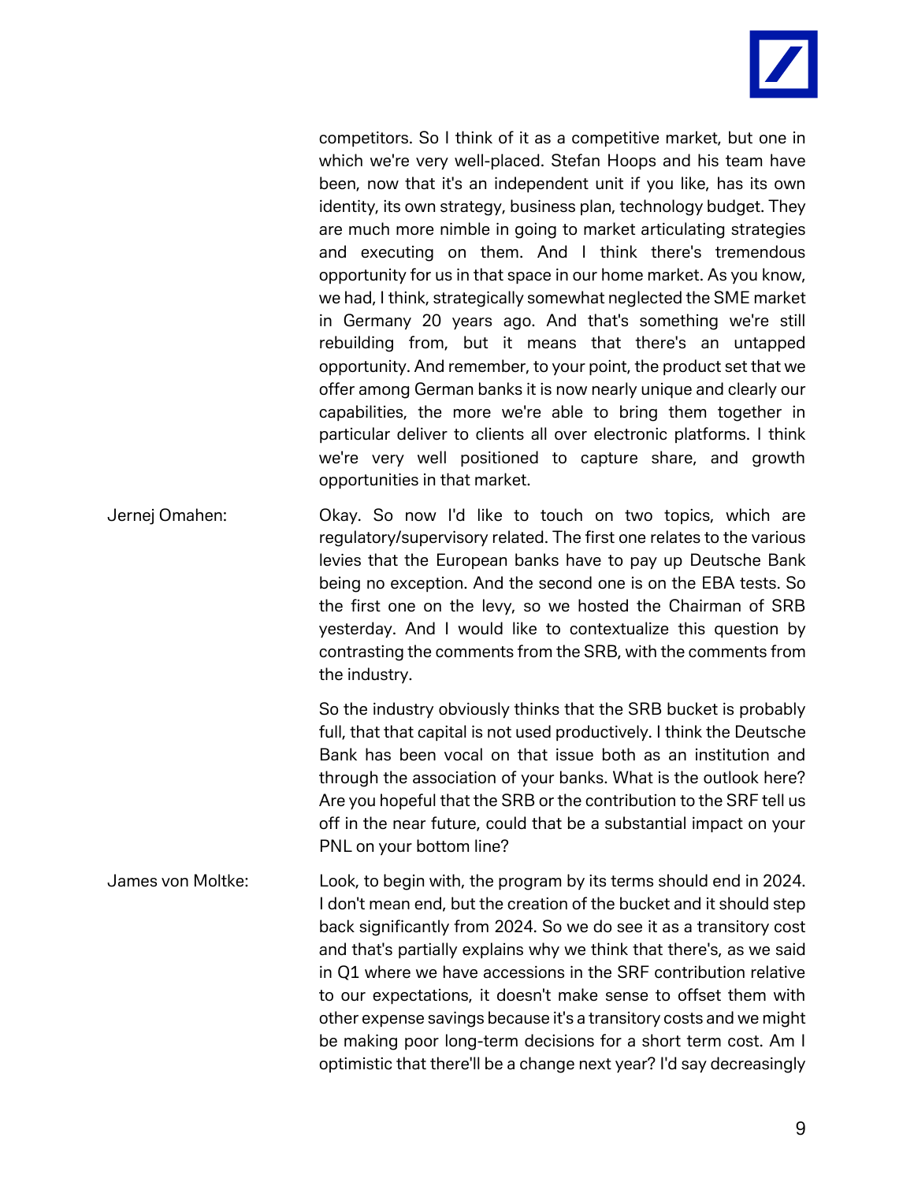competitors. So I think of it as a competitive market, but one in which we're very well-placed. Stefan Hoops and his team have been, now that it's an independent unit if you like, has its own identity, its own strategy, business plan, technology budget. They are much more nimble in going to market articulating strategies and executing on them. And I think there's tremendous opportunity for us in that space in our home market. As you know, we had, I think, strategically somewhat neglected the SME market in Germany 20 years ago. And that's something we're still rebuilding from, but it means that there's an untapped opportunity. And remember, to your point, the product set that we offer among German banks it is now nearly unique and clearly our capabilities, the more we're able to bring them together in particular deliver to clients all over electronic platforms. I think we're very well positioned to capture share, and growth opportunities in that market.

Jernej Omahen: Okay. So now I'd like to touch on two topics, which are regulatory/supervisory related. The first one relates to the various levies that the European banks have to pay up Deutsche Bank being no exception. And the second one is on the EBA tests. So the first one on the levy, so we hosted the Chairman of SRB yesterday. And I would like to contextualize this question by contrasting the comments from the SRB, with the comments from the industry.

So the industry obviously thinks that the SRB bucket is probably full, that that capital is not used productively. I think the Deutsche Bank has been vocal on that issue both as an institution and through the association of your banks. What is the outlook here? Are you hopeful that the SRB or the contribution to the SRF tell us off in the near future, could that be a substantial impact on your PNL on your bottom line?

James von Moltke: Look, to begin with, the program by its terms should end in 2024. I don't mean end, but the creation of the bucket and it should step back significantly from 2024. So we do see it as a transitory cost and that's partially explains why we think that there's, as we said in Q1 where we have accessions in the SRF contribution relative to our expectations, it doesn't make sense to offset them with other expense savings because it's a transitory costs and we might be making poor long-term decisions for a short term cost. Am I optimistic that there'll be a change next year? I'd say decreasingly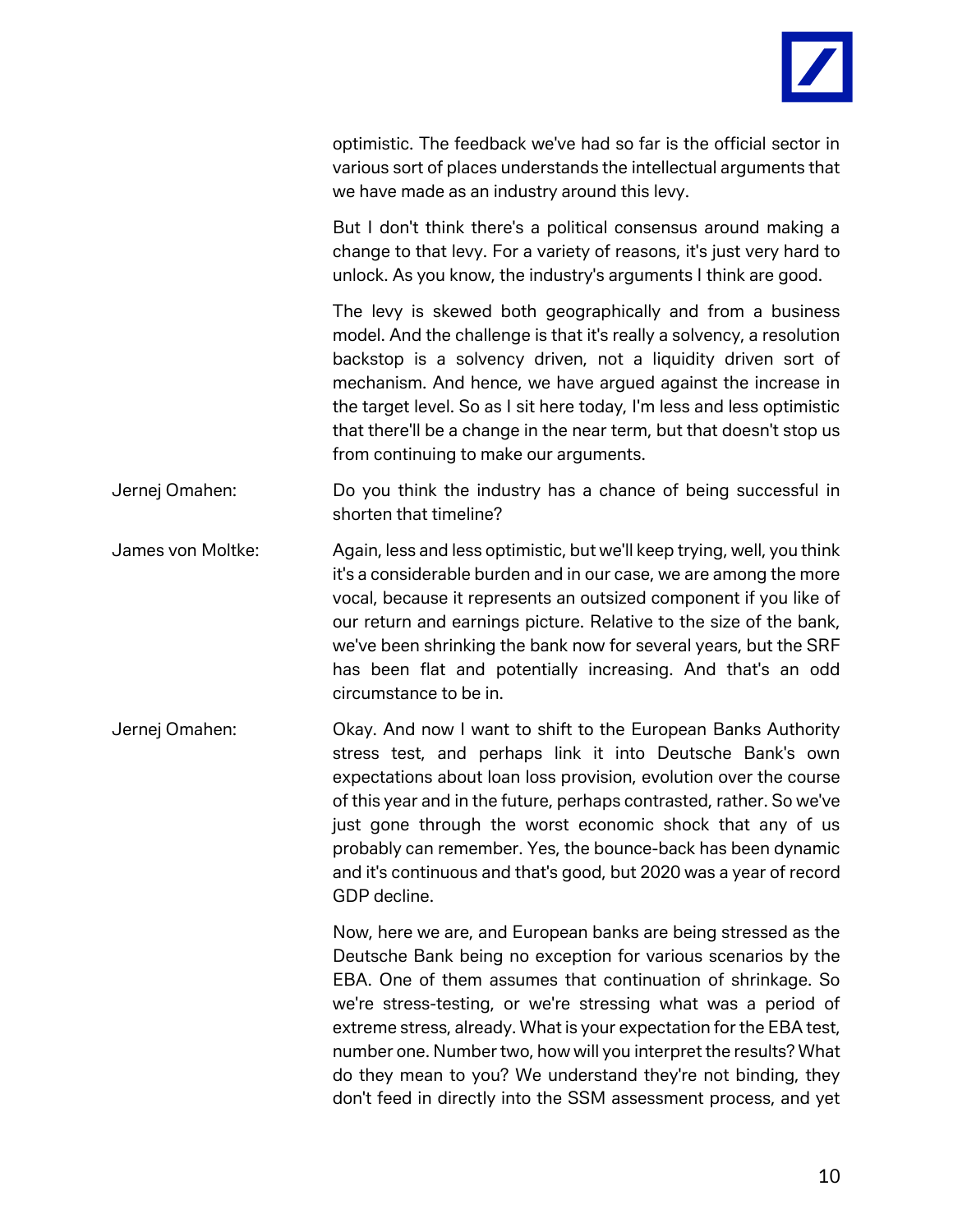optimistic. The feedback we've had so far is the official sector in various sort of places understands the intellectual arguments that we have made as an industry around this levy.

But I don't think there's a political consensus around making a change to that levy. For a variety of reasons, it's just very hard to unlock. As you know, the industry's arguments I think are good.

The levy is skewed both geographically and from a business model. And the challenge is that it's really a solvency, a resolution backstop is a solvency driven, not a liquidity driven sort of mechanism. And hence, we have argued against the increase in the target level. So as I sit here today, I'm less and less optimistic that there'll be a change in the near term, but that doesn't stop us from continuing to make our arguments.

Jernej Omahen: Do you think the industry has a chance of being successful in shorten that timeline?

James von Moltke: Again, less and less optimistic, but we'll keep trying, well, you think it's a considerable burden and in our case, we are among the more vocal, because it represents an outsized component if you like of our return and earnings picture. Relative to the size of the bank, we've been shrinking the bank now for several years, but the SRF has been flat and potentially increasing. And that's an odd circumstance to be in.

Jernej Omahen: Okay. And now I want to shift to the European Banks Authority stress test, and perhaps link it into Deutsche Bank's own expectations about loan loss provision, evolution over the course of this year and in the future, perhaps contrasted, rather. So we've just gone through the worst economic shock that any of us probably can remember. Yes, the bounce-back has been dynamic and it's continuous and that's good, but 2020 was a year of record GDP decline.

Now, here we are, and European banks are being stressed as the Deutsche Bank being no exception for various scenarios by the EBA. One of them assumes that continuation of shrinkage. So we're stress-testing, or we're stressing what was a period of extreme stress, already. What is your expectation for the EBA test, number one. Number two, how will you interpret the results? What do they mean to you? We understand they're not binding, they don't feed in directly into the SSM assessment process, and yet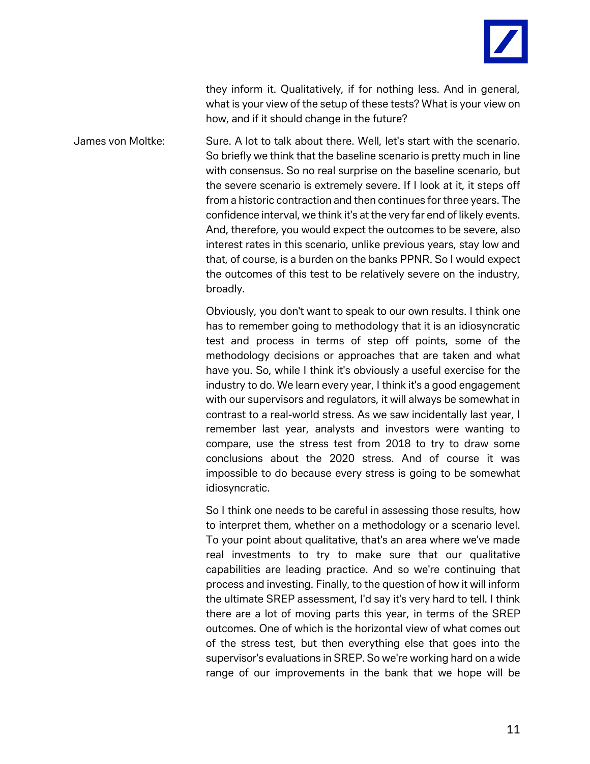they inform it. Qualitatively, if for nothing less. And in general, what is your view of the setup of these tests? What is your view on how, and if it should change in the future?

James von Moltke: Sure. A lot to talk about there. Well, let's start with the scenario. So briefly we think that the baseline scenario is pretty much in line with consensus. So no real surprise on the baseline scenario, but the severe scenario is extremely severe. If I look at it, it steps off from a historic contraction and then continues for three years. The confidence interval, we think it's at the very far end of likely events. And, therefore, you would expect the outcomes to be severe, also interest rates in this scenario, unlike previous years, stay low and that, of course, is a burden on the banks PPNR. So I would expect the outcomes of this test to be relatively severe on the industry, broadly.

Obviously, you don't want to speak to our own results. I think one has to remember going to methodology that it is an idiosyncratic test and process in terms of step off points, some of the methodology decisions or approaches that are taken and what have you. So, while I think it's obviously a useful exercise for the industry to do. We learn every year, I think it's a good engagement with our supervisors and regulators, it will always be somewhat in contrast to a real-world stress. As we saw incidentally last year, I remember last year, analysts and investors were wanting to compare, use the stress test from 2018 to try to draw some conclusions about the 2020 stress. And of course it was impossible to do because every stress is going to be somewhat idiosyncratic.

So I think one needs to be careful in assessing those results, how to interpret them, whether on a methodology or a scenario level. To your point about qualitative, that's an area where we've made real investments to try to make sure that our qualitative capabilities are leading practice. And so we're continuing that process and investing. Finally, to the question of how it will inform the ultimate SREP assessment, I'd say it's very hard to tell. I think there are a lot of moving parts this year, in terms of the SREP outcomes. One of which is the horizontal view of what comes out of the stress test, but then everything else that goes into the supervisor's evaluations in SREP. So we're working hard on a wide range of our improvements in the bank that we hope will be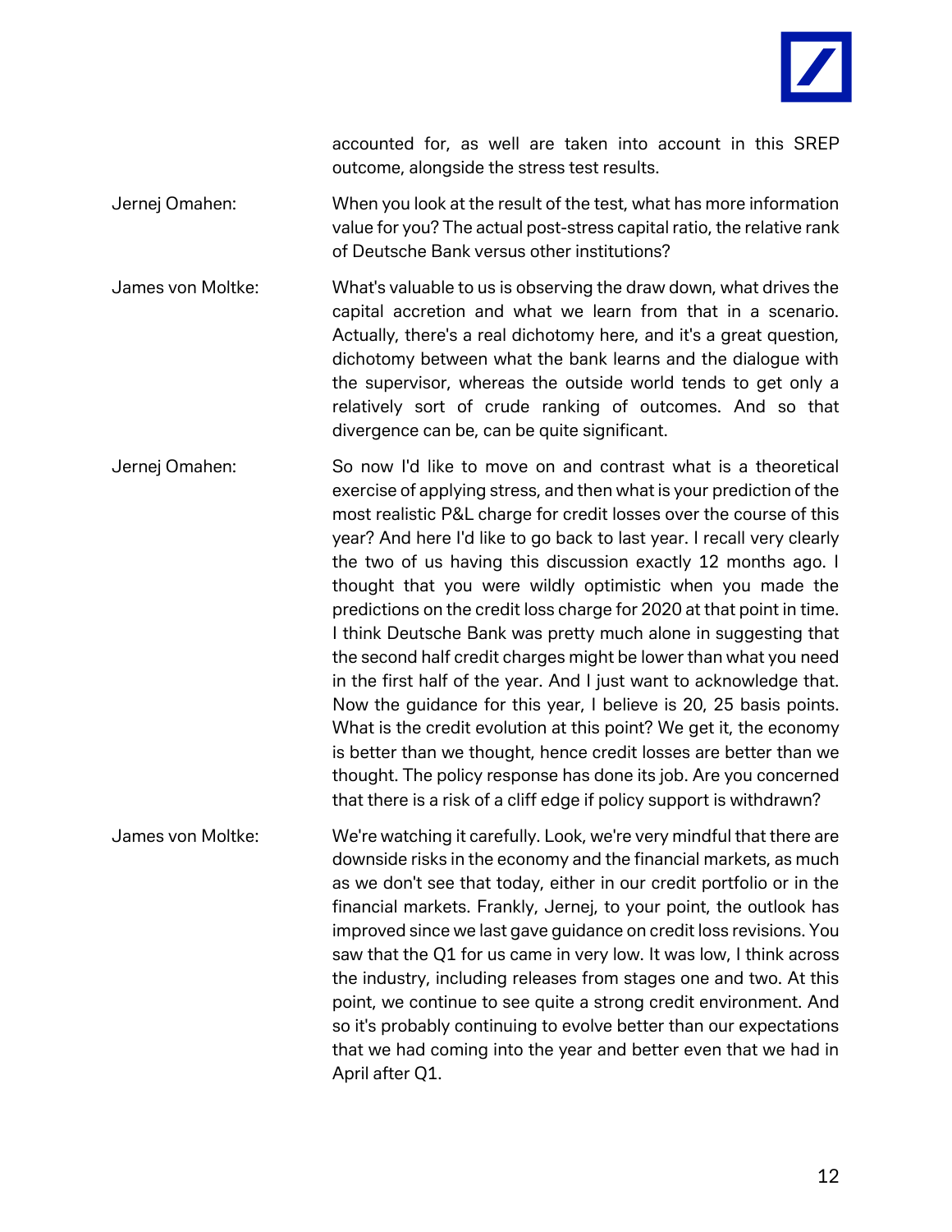accounted for, as well are taken into account in this SREP outcome, alongside the stress test results.

Jernej Omahen: When you look at the result of the test, what has more information value for you? The actual post-stress capital ratio, the relative rank of Deutsche Bank versus other institutions?

James von Moltke: What's valuable to us is observing the draw down, what drives the capital accretion and what we learn from that in a scenario. Actually, there's a real dichotomy here, and it's a great question, dichotomy between what the bank learns and the dialogue with the supervisor, whereas the outside world tends to get only a relatively sort of crude ranking of outcomes. And so that divergence can be, can be quite significant.

Jernej Omahen: So now I'd like to move on and contrast what is a theoretical exercise of applying stress, and then what is your prediction of the most realistic P&L charge for credit losses over the course of this year? And here I'd like to go back to last year. I recall very clearly the two of us having this discussion exactly 12 months ago. I thought that you were wildly optimistic when you made the predictions on the credit loss charge for 2020 at that point in time. I think Deutsche Bank was pretty much alone in suggesting that the second half credit charges might be lower than what you need in the first half of the year. And I just want to acknowledge that. Now the guidance for this year, I believe is 20, 25 basis points. What is the credit evolution at this point? We get it, the economy is better than we thought, hence credit losses are better than we thought. The policy response has done its job. Are you concerned that there is a risk of a cliff edge if policy support is withdrawn?

James von Moltke: We're watching it carefully. Look, we're very mindful that there are downside risks in the economy and the financial markets, as much as we don't see that today, either in our credit portfolio or in the financial markets. Frankly, Jernej, to your point, the outlook has improved since we last gave guidance on credit loss revisions. You saw that the Q1 for us came in very low. It was low, I think across the industry, including releases from stages one and two. At this point, we continue to see quite a strong credit environment. And so it's probably continuing to evolve better than our expectations that we had coming into the year and better even that we had in April after Q1.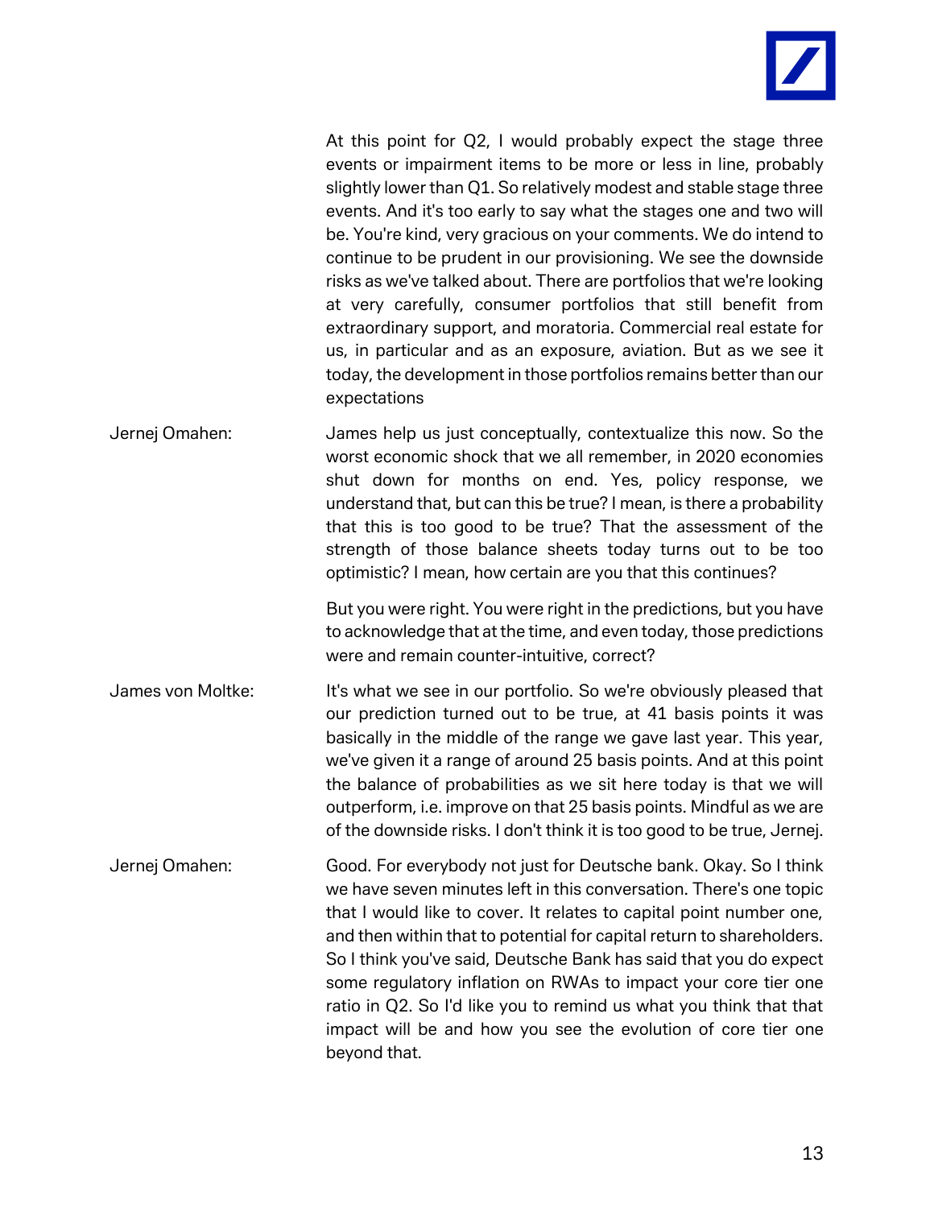At this point for Q2, I would probably expect the stage three events or impairment items to be more or less in line, probably slightly lower than Q1. So relatively modest and stable stage three events. And it's too early to say what the stages one and two will be. You're kind, very gracious on your comments. We do intend to continue to be prudent in our provisioning. We see the downside risks as we've talked about. There are portfolios that we're looking at very carefully, consumer portfolios that still benefit from extraordinary support, and moratoria. Commercial real estate for us, in particular and as an exposure, aviation. But as we see it today, the development in those portfolios remains better than our expectations

Jernej Omahen: James help us just conceptually, contextualize this now. So the worst economic shock that we all remember, in 2020 economies shut down for months on end. Yes, policy response, we understand that, but can this be true? I mean, is there a probability that this is too good to be true? That the assessment of the strength of those balance sheets today turns out to be too optimistic? I mean, how certain are you that this continues?

But you were right. You were right in the predictions, but you have to acknowledge that at the time, and even today, those predictions were and remain counter-intuitive, correct?

James von Moltke: It's what we see in our portfolio. So we're obviously pleased that our prediction turned out to be true, at 41 basis points it was basically in the middle of the range we gave last year. This year, we've given it a range of around 25 basis points. And at this point the balance of probabilities as we sit here today is that we will outperform, i.e. improve on that 25 basis points. Mindful as we are of the downside risks. I don't think it is too good to be true, Jernej.

Jernej Omahen: Good. For everybody not just for Deutsche bank. Okay. So I think we have seven minutes left in this conversation. There's one topic that I would like to cover. It relates to capital point number one, and then within that to potential for capital return to shareholders. So I think you've said, Deutsche Bank has said that you do expect some regulatory inflation on RWAs to impact your core tier one ratio in Q2. So I'd like you to remind us what you think that that impact will be and how you see the evolution of core tier one beyond that.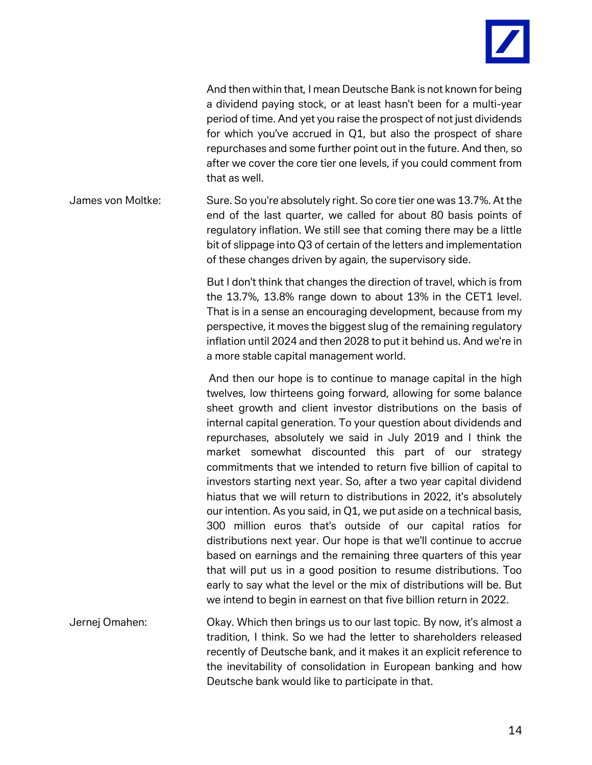And then within that, I mean Deutsche Bank is not known for being a dividend paying stock, or at least hasn't been for a multi-year period of time. And yet you raise the prospect of not just dividends for which you've accrued in Q1, but also the prospect of share repurchases and some further point out in the future. And then, so after we cover the core tier one levels, if you could comment from that as well.

James von Moltke: Sure. So you're absolutely right. So core tier one was 13.7%. At the end of the last quarter, we called for about 80 basis points of regulatory inflation. We still see that coming there may be a little bit of slippage into Q3 of certain of the letters and implementation of these changes driven by again, the supervisory side.

But I don't think that changes the direction of travel, which is from the 13.7%, 13.8% range down to about 13% in the CET1 level. That is in a sense an encouraging development, because from my perspective, it moves the biggest slug of the remaining regulatory inflation until 2024 and then 2028 to put it behind us. And we're in a more stable capital management world.

And then our hope is to continue to manage capital in the high twelves, low thirteens going forward, allowing for some balance sheet growth and client investor distributions on the basis of internal capital generation. To your question about dividends and repurchases, absolutely we said in July 2019 and I think the market somewhat discounted this part of our strategy commitments that we intended to return five billion of capital to investors starting next year. So, after a two year capital dividend hiatus that we will return to distributions in 2022, it's absolutely our intention. As you said, in Q1, we put aside on a technical basis, 300 million euros that's outside of our capital ratios for distributions next year. Our hope is that we'll continue to accrue based on earnings and the remaining three quarters of this year that will put us in a good position to resume distributions. Too early to say what the level or the mix of distributions will be. But we intend to begin in earnest on that five billion return in 2022.

Jernej Omahen: Okay. Which then brings us to our last topic. By now, it's almost a tradition, I think. So we had the letter to shareholders released recently of Deutsche bank, and it makes it an explicit reference to the inevitability of consolidation in European banking and how Deutsche bank would like to participate in that.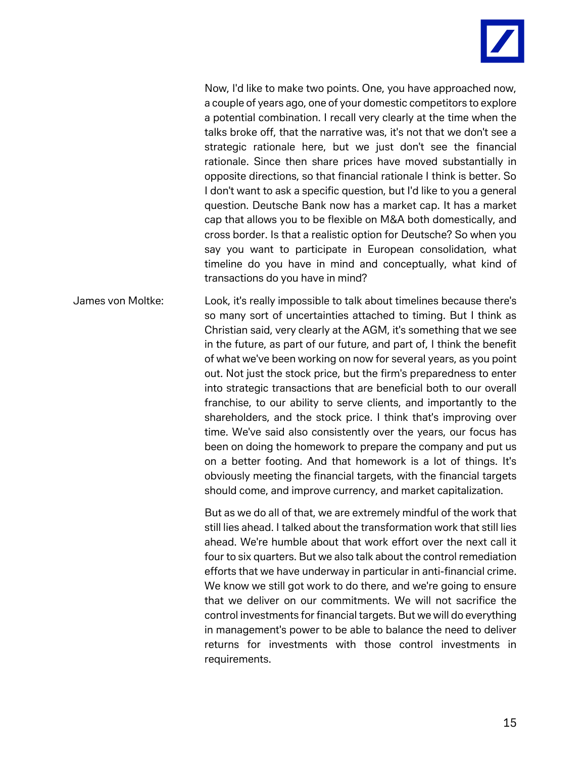Now, I'd like to make two points. One, you have approached now, a couple of years ago, one of your domestic competitors to explore a potential combination. I recall very clearly at the time when the talks broke off, that the narrative was, it's not that we don't see a strategic rationale here, but we just don't see the financial rationale. Since then share prices have moved substantially in opposite directions, so that financial rationale I think is better. So I don't want to ask a specific question, but I'd like to you a general question. Deutsche Bank now has a market cap. It has a market cap that allows you to be flexible on M&A both domestically, and cross border. Is that a realistic option for Deutsche? So when you say you want to participate in European consolidation, what timeline do you have in mind and conceptually, what kind of transactions do you have in mind?

James von Moltke: Look, it's really impossible to talk about timelines because there's so many sort of uncertainties attached to timing. But I think as Christian said, very clearly at the AGM, it's something that we see in the future, as part of our future, and part of, I think the benefit of what we've been working on now for several years, as you point out. Not just the stock price, but the firm's preparedness to enter into strategic transactions that are beneficial both to our overall franchise, to our ability to serve clients, and importantly to the shareholders, and the stock price. I think that's improving over time. We've said also consistently over the years, our focus has been on doing the homework to prepare the company and put us on a better footing. And that homework is a lot of things. It's obviously meeting the financial targets, with the financial targets should come, and improve currency, and market capitalization.

But as we do all of that, we are extremely mindful of the work that still lies ahead. I talked about the transformation work that still lies ahead. We're humble about that work effort over the next call it four to six quarters. But we also talk about the control remediation efforts that we have underway in particular in anti-financial crime. We know we still got work to do there, and we're going to ensure that we deliver on our commitments. We will not sacrifice the control investments for financial targets. But we will do everything in management's power to be able to balance the need to deliver returns for investments with those control investments in requirements.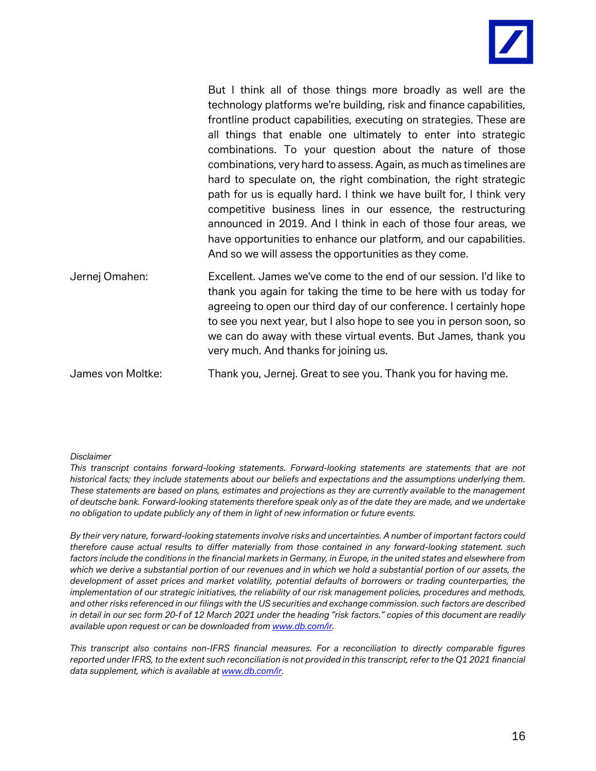But I think all of those things more broadly as well are the technology platforms we're building, risk and finance capabilities, frontline product capabilities, executing on strategies. These are all things that enable one ultimately to enter into strategic combinations. To your question about the nature of those combinations, very hard to assess. Again, as much as timelines are hard to speculate on, the right combination, the right strategic path for us is equally hard. I think we have built for, I think very competitive business lines in our essence, the restructuring announced in 2019. And I think in each of those four areas, we have opportunities to enhance our platform, and our capabilities. And so we will assess the opportunities as they come.

Jernej Omahen: Excellent. James we've come to the end of our session. I'd like to thank you again for taking the time to be here with us today for agreeing to open our third day of our conference. I certainly hope to see you next year, but I also hope to see you in person soon, so we can do away with these virtual events. But James, thank you very much. And thanks for joining us.

James von Moltke: Thank you, Jernej. Great to see you. Thank you for having me.

*Disclaimer*

*This transcript contains forward-looking statements. Forward-looking statements are statements that are not historical facts; they include statements about our beliefs and expectations and the assumptions underlying them. These statements are based on plans, estimates and projections as they are currently available to the management of deutsche bank. Forward-looking statements therefore speak only as of the date they are made, and we undertake no obligation to update publicly any of them in light of new information or future events.*

*By their very nature, forward-looking statements involve risks and uncertainties. A number of important factors could therefore cause actual results to differ materially from those contained in any forward-looking statement. such factors include the conditions in the financial markets in Germany, in Europe, in the united states and elsewhere from which we derive a substantial portion of our revenues and in which we hold a substantial portion of our assets, the development of asset prices and market volatility, potential defaults of borrowers or trading counterparties, the implementation of our strategic initiatives, the reliability of our risk management policies, procedures and methods, and other risks referenced in our filings with the US securities and exchange commission. such factors are described in detail in our sec form 20-f of 12 March 2021 under the heading "risk factors." copies of this document are readily available upon request or can be downloaded from [www.db.com/ir](www.db.com/ir).*

*This transcript also contains non-IFRS financial measures. For a reconciliation to directly comparable figures reported under IFRS, to the extent such reconciliation is not provided in this transcript, refer to the Q1 2021 financial data supplement, which is available at [www.db.com/ir](www.db.com/ir).*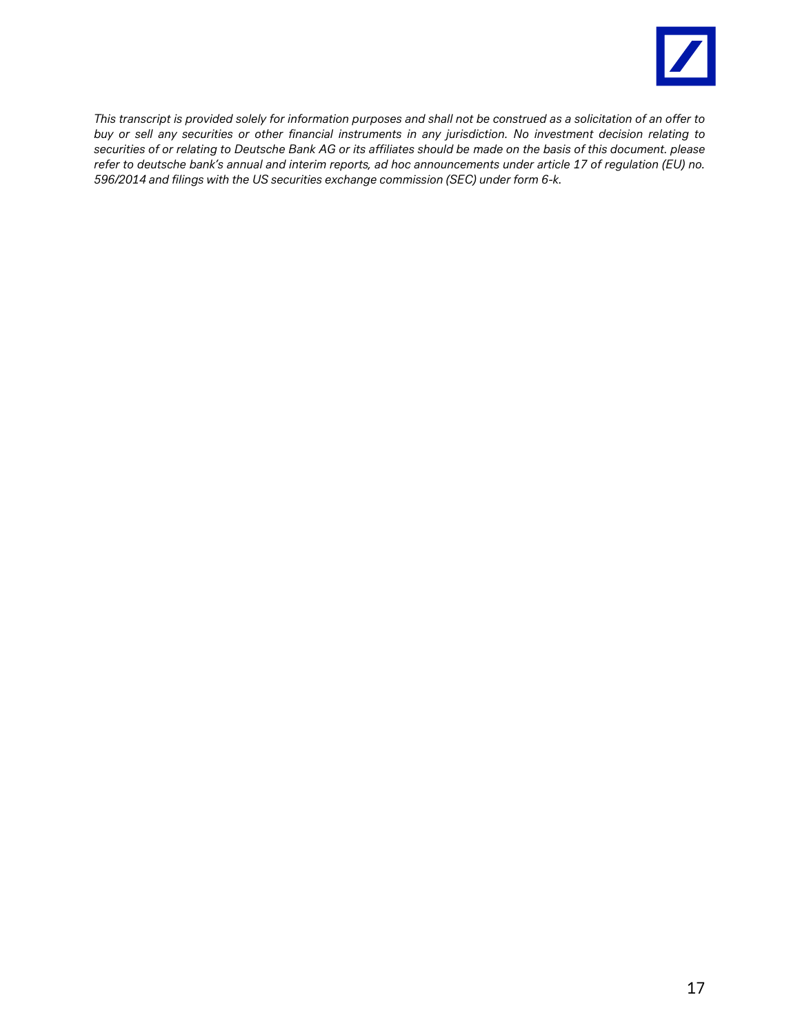*This transcript is provided solely for information purposes and shall not be construed as a solicitation of an offer to buy or sell any securities or other financial instruments in any jurisdiction. No investment decision relating to securities of or relating to Deutsche Bank AG or its affiliates should be made on the basis of this document. please refer to deutsche bank's annual and interim reports, ad hoc announcements under article 17 of regulation (EU) no. 596/2014 and filings with the US securities exchange commission (SEC) under form 6-k.*